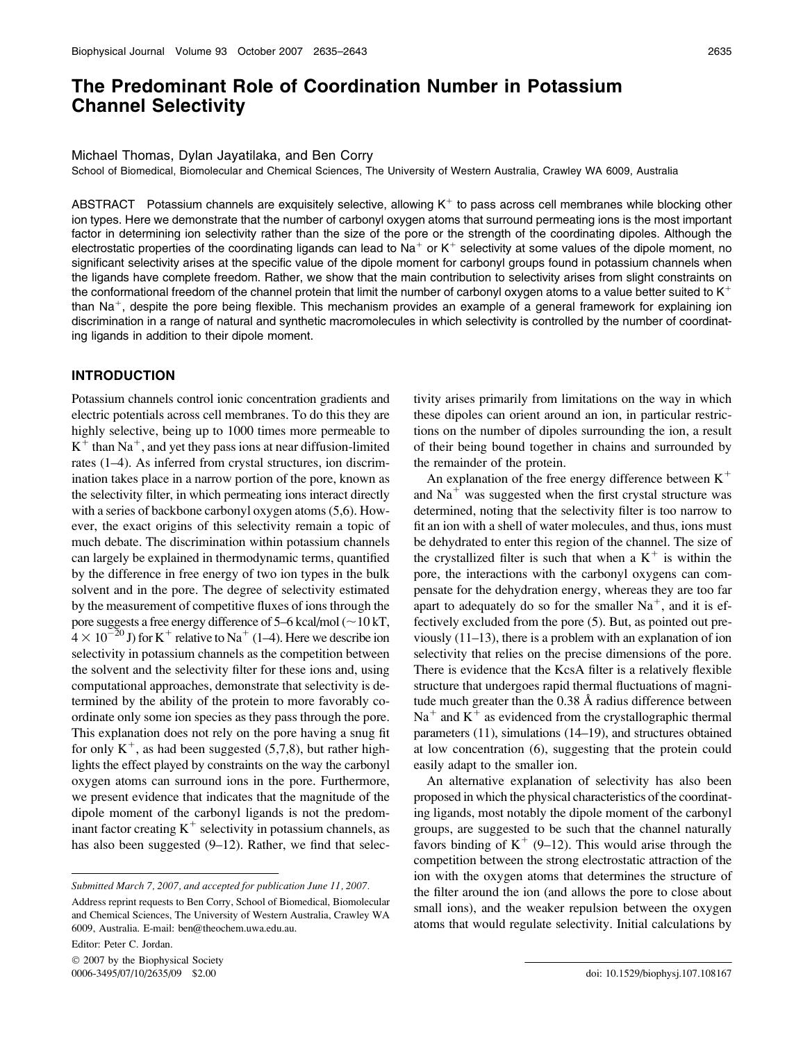# The Predominant Role of Coordination Number in Potassium Channel Selectivity

Michael Thomas, Dylan Jayatilaka, and Ben Corry

School of Biomedical, Biomolecular and Chemical Sciences, The University of Western Australia, Crawley WA 6009, Australia

ABSTRACT Potassium channels are exquisitely selective, allowing $K^+$ to pass across cell membranes while blocking other ion types. Here we demonstrate that the number of carbonyl oxygen atoms that surround permeating ions is the most important factor in determining ion selectivity rather than the size of the pore or the strength of the coordinating dipoles. Although the electrostatic properties of the coordinating ligands can lead to $Na^+$ or $K^+$ selectivity at some values of the dipole moment, no significant selectivity arises at the specific value of the dipole moment for carbonyl groups found in potassium channels when the ligands have complete freedom. Rather, we show that the main contribution to selectivity arises from slight constraints on the conformational freedom of the channel protein that limit the number of carbonyl oxygen atoms to a value better suited to $K^+$ than $Na^+$, despite the pore being flexible. This mechanism provides an example of a general framework for explaining ion discrimination in a range of natural and synthetic macromolecules in which selectivity is controlled by the number of coordinating ligands in addition to their dipole moment.

## INTRODUCTION

Potassium channels control ionic concentration gradients and electric potentials across cell membranes. To do this they are highly selective, being up to 1000 times more permeable to $K^+$ than $Na^+$, and yet they pass ions at near diffusion-limited rates (1–4). As inferred from crystal structures, ion discrimination takes place in a narrow portion of the pore, known as the selectivity filter, in which permeating ions interact directly with a series of backbone carbonyl oxygen atoms (5,6). However, the exact origins of this selectivity remain a topic of much debate. The discrimination within potassium channels can largely be explained in thermodynamic terms, quantified by the difference in free energy of two ion types in the bulk solvent and in the pore. The degree of selectivity estimated by the measurement of competitive fluxes of ions through the pore suggests a free energy difference of 5–6 kcal/mol ($\sim$10 kT, $4 \times 10^{-20}$ J) for $K^+$ relative to $Na^+$ (1–4). Here we describe ion selectivity in potassium channels as the competition between the solvent and the selectivity filter for these ions and, using computational approaches, demonstrate that selectivity is determined by the ability of the protein to more favorably coordinate only some ion species as they pass through the pore. This explanation does not rely on the pore having a snug fit for only $K^+$, as had been suggested (5,7,8), but rather highlights the effect played by constraints on the way the carbonyl oxygen atoms can surround ions in the pore. Furthermore, we present evidence that indicates that the magnitude of the dipole moment of the carbonyl ligands is not the predominant factor creating $K^+$ selectivity in potassium channels, as has also been suggested (9–12). Rather, we find that selectivity arises primarily from limitations on the way in which these dipoles can orient around an ion, in particular restrictions on the number of dipoles surrounding the ion, a result of their being bound together in chains and surrounded by the remainder of the protein.

An explanation of the free energy difference between $K^+$ and $Na^+$ was suggested when the first crystal structure was determined, noting that the selectivity filter is too narrow to fit an ion with a shell of water molecules, and thus, ions must be dehydrated to enter this region of the channel. The size of the crystallized filter is such that when a $K^+$ is within the pore, the interactions with the carbonyl oxygens can compensate for the dehydration energy, whereas they are too far apart to adequately do so for the smaller $Na^+$, and it is effectively excluded from the pore (5). But, as pointed out previously (11–13), there is a problem with an explanation of ion selectivity that relies on the precise dimensions of the pore. There is evidence that the KcsA filter is a relatively flexible structure that undergoes rapid thermal fluctuations of magnitude much greater than the 0.38 Å radius difference between $Na^+$ and $K^+$ as evidenced from the crystallographic thermal parameters (11), simulations (14–19), and structures obtained at low concentration (6), suggesting that the protein could easily adapt to the smaller ion.

An alternative explanation of selectivity has also been proposed in which the physical characteristics of the coordinating ligands, most notably the dipole moment of the carbonyl groups, are suggested to be such that the channel naturally favors binding of $K^+$ (9–12). This would arise through the competition between the strong electrostatic attraction of the ion with the oxygen atoms that determines the structure of the filter around the ion (and allows the pore to close about small ions), and the weaker repulsion between the oxygen atoms that would regulate selectivity. Initial calculations by

*Submitted March 7, 2007, and accepted for publication June 11, 2007.*

Address reprint requests to Ben Corry, School of Biomedical, Biomolecular and Chemical Sciences, The University of Western Australia, Crawley WA 6009, Australia. E-mail: ben@theochem.uwa.edu.au.

Editor: Peter C. Jordan.

© 2007 by the Biophysical Society

0006-3495/07/10/2635/09 $2.00

doi: 10.1529/biophysj.107.108167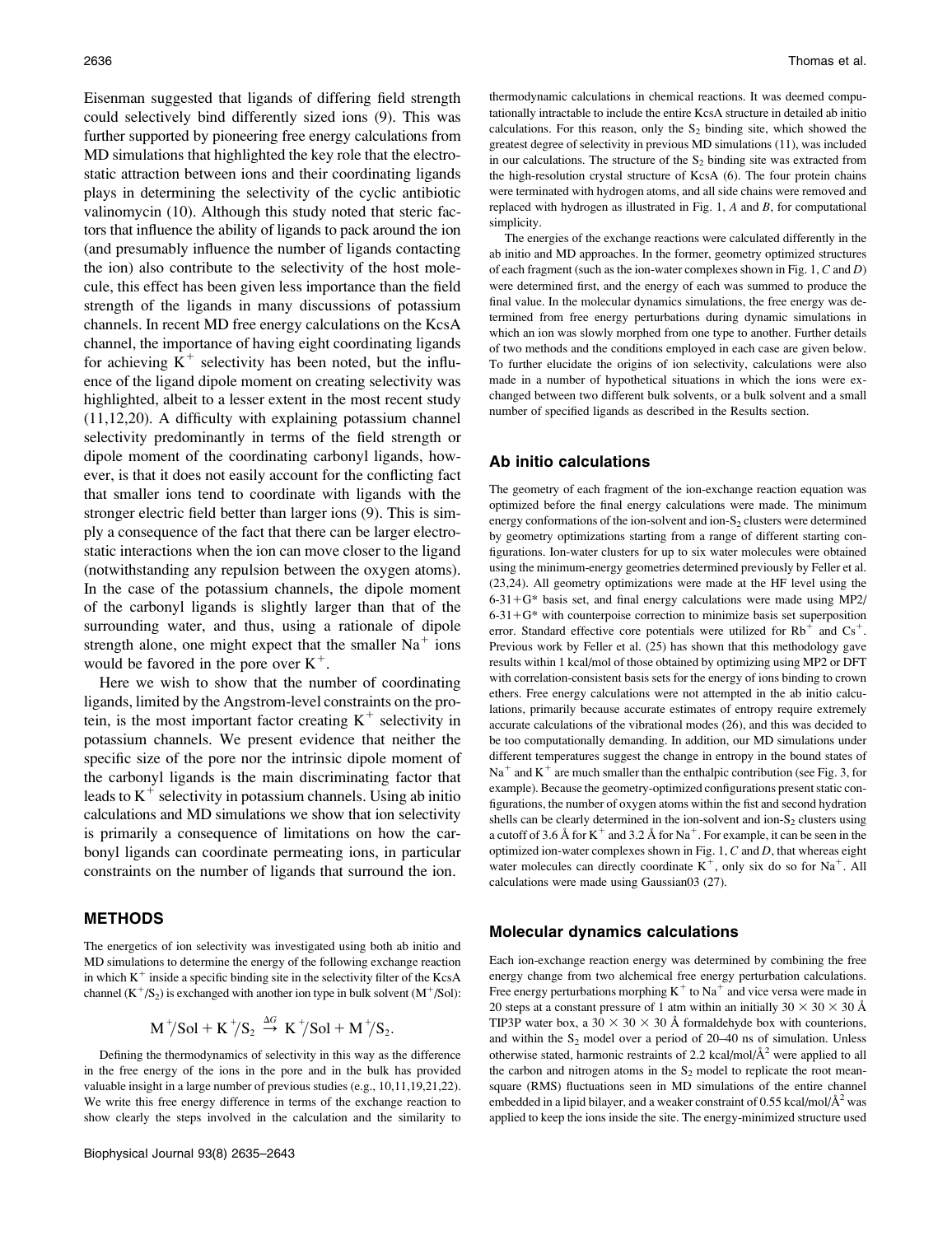Eisenman suggested that ligands of differing field strength could selectively bind differently sized ions (9). This was further supported by pioneering free energy calculations from MD simulations that highlighted the key role that the electrostatic attraction between ions and their coordinating ligands plays in determining the selectivity of the cyclic antibiotic valinomycin (10). Although this study noted that steric factors that influence the ability of ligands to pack around the ion (and presumably influence the number of ligands contacting the ion) also contribute to the selectivity of the host molecule, this effect has been given less importance than the field strength of the ligands in many discussions of potassium channels. In recent MD free energy calculations on the KcsA channel, the importance of having eight coordinating ligands for achieving $K^+$ selectivity has been noted, but the influence of the ligand dipole moment on creating selectivity was highlighted, albeit to a lesser extent in the most recent study (11,12,20). A difficulty with explaining potassium channel selectivity predominantly in terms of the field strength or dipole moment of the coordinating carbonyl ligands, however, is that it does not easily account for the conflicting fact that smaller ions tend to coordinate with ligands with the stronger electric field better than larger ions (9). This is simply a consequence of the fact that there can be larger electrostatic interactions when the ion can move closer to the ligand (notwithstanding any repulsion between the oxygen atoms). In the case of the potassium channels, the dipole moment of the carbonyl ligands is slightly larger than that of the surrounding water, and thus, using a rationale of dipole strength alone, one might expect that the smaller $Na^+$ ions would be favored in the pore over $K^+$.

Here we wish to show that the number of coordinating ligands, limited by the Angstrom-level constraints on the protein, is the most important factor creating $K^+$ selectivity in potassium channels. We present evidence that neither the specific size of the pore nor the intrinsic dipole moment of the carbonyl ligands is the main discriminating factor that leads to $K^+$ selectivity in potassium channels. Using ab initio calculations and MD simulations we show that ion selectivity is primarily a consequence of limitations on how the carbonyl ligands can coordinate permeating ions, in particular constraints on the number of ligands that surround the ion.

## METHODS

The energetics of ion selectivity was investigated using both ab initio and MD simulations to determine the energy of the following exchange reaction in which $K^+$ inside a specific binding site in the selectivity filter of the KcsA channel ($K^+/S_2$) is exchanged with another ion type in bulk solvent ($M^+$/Sol):

$$M^+/\mathrm{Sol} + K^+/S_2 \overset{\Delta G}{\rightarrow} K^+/\mathrm{Sol} + M^+/S_2.$$

Defining the thermodynamics of selectivity in this way as the difference in the free energy of the ions in the pore and in the bulk has provided valuable insight in a large number of previous studies (e.g., 10,11,19,21,22). We write this free energy difference in terms of the exchange reaction to show clearly the steps involved in the calculation and the similarity to thermodynamic calculations in chemical reactions. It was deemed computationally intractable to include the entire KcsA structure in detailed ab initio calculations. For this reason, only the $S_2$ binding site, which showed the greatest degree of selectivity in previous MD simulations (11), was included in our calculations. The structure of the $S_2$ binding site was extracted from the high-resolution crystal structure of KcsA (6). The four protein chains were terminated with hydrogen atoms, and all side chains were removed and replaced with hydrogen as illustrated in Fig. 1, *A* and *B*, for computational simplicity.

The energies of the exchange reactions were calculated differently in the ab initio and MD approaches. In the former, geometry optimized structures of each fragment (such as the ion-water complexes shown in Fig. 1, *C* and *D*) were determined first, and the energy of each was summed to produce the final value. In the molecular dynamics simulations, the free energy was determined from free energy perturbations during dynamic simulations in which an ion was slowly morphed from one type to another. Further details of two methods and the conditions employed in each case are given below. To further elucidate the origins of ion selectivity, calculations were also made in a number of hypothetical situations in which the ions were exchanged between two different bulk solvents, or a bulk solvent and a small number of specified ligands as described in the Results section.

### Ab initio calculations

The geometry of each fragment of the ion-exchange reaction equation was optimized before the final energy calculations were made. The minimum energy conformations of the ion-solvent and ion-$S_2$ clusters were determined by geometry optimizations starting from a range of different starting configurations. Ion-water clusters for up to six water molecules were obtained using the minimum-energy geometries determined previously by Feller et al. (23,24). All geometry optimizations were made at the HF level using the 6-31+G* basis set, and final energy calculations were made using MP2/6-31+G* with counterpoise correction to minimize basis set superposition error. Standard effective core potentials were utilized for $Rb^+$ and $Cs^+$. Previous work by Feller et al. (25) has shown that this methodology gave results within 1 kcal/mol of those obtained by optimizing using MP2 or DFT with correlation-consistent basis sets for the energy of ions binding to crown ethers. Free energy calculations were not attempted in the ab initio calculations, primarily because accurate estimates of entropy require extremely accurate calculations of the vibrational modes (26), and this was decided to be too computationally demanding. In addition, our MD simulations under different temperatures suggest the change in entropy in the bound states of $Na^+$ and $K^+$ are much smaller than the enthalpic contribution (see Fig. 3, for example). Because the geometry-optimized configurations present static configurations, the number of oxygen atoms within the fist and second hydration shells can be clearly determined in the ion-solvent and ion-$S_2$ clusters using a cutoff of 3.6 Å for $K^+$ and 3.2 Å for $Na^+$. For example, it can be seen in the optimized ion-water complexes shown in Fig. 1, *C* and *D*, that whereas eight water molecules can directly coordinate $K^+$, only six do so for $Na^+$. All calculations were made using Gaussian03 (27).

### Molecular dynamics calculations

Each ion-exchange reaction energy was determined by combining the free energy change from two alchemical free energy perturbation calculations. Free energy perturbations morphing $K^+$ to $Na^+$ and vice versa were made in 20 steps at a constant pressure of 1 atm within an initially $30 \times 30 \times 30$ Å TIP3P water box, a $30 \times 30 \times 30$ Å formaldehyde box with counterions, and within the $S_2$ model over a period of 20–40 ns of simulation. Unless otherwise stated, harmonic restraints of 2.2 kcal/mol/Å$^2$ were applied to all the carbon and nitrogen atoms in the $S_2$ model to replicate the root mean-square (RMS) fluctuations seen in MD simulations of the entire channel embedded in a lipid bilayer, and a weaker constraint of 0.55 kcal/mol/Å$^2$ was applied to keep the ions inside the site. The energy-minimized structure used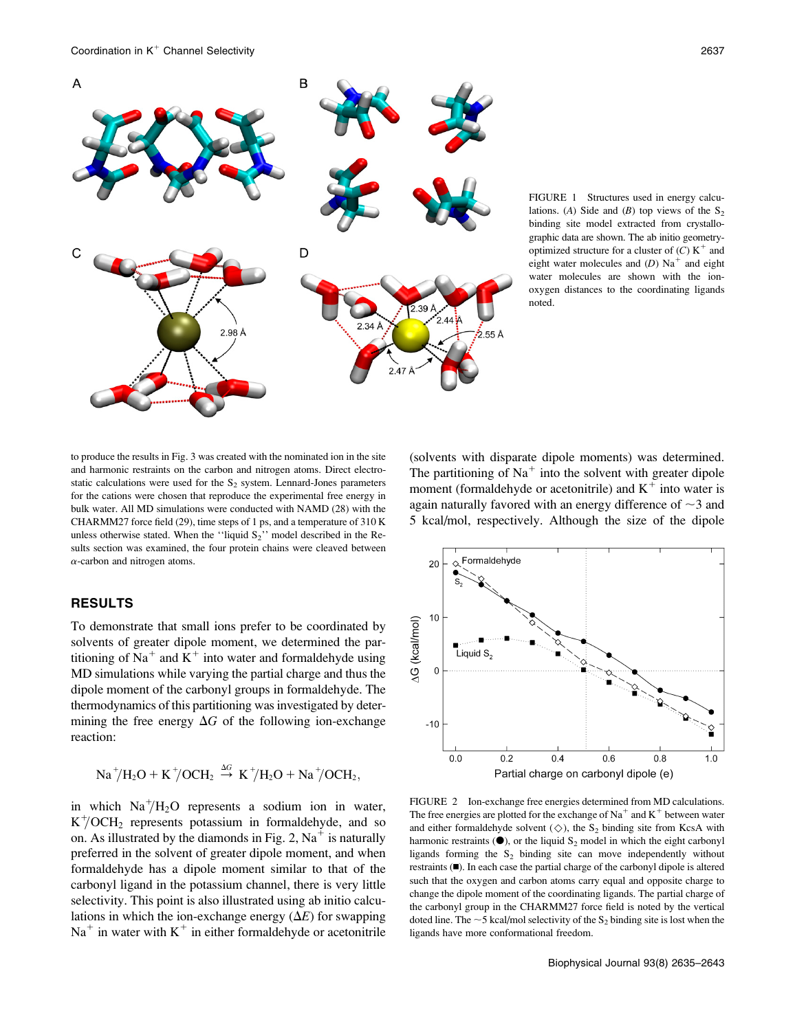FIGURE 1 Structures used in energy calculations. (*A*) Side and (*B*) top views of the $S_2$ binding site model extracted from crystallographic data are shown. The ab initio geometry-optimized structure for a cluster of (*C*) $K^+$ and eight water molecules and (*D*) $Na^+$ and eight water molecules are shown with the ion-oxygen distances to the coordinating ligands noted.

to produce the results in Fig. 3 was created with the nominated ion in the site and harmonic restraints on the carbon and nitrogen atoms. Direct electrostatic calculations were used for the $S_2$ system. Lennard-Jones parameters for the cations were chosen that reproduce the experimental free energy in bulk water. All MD simulations were conducted with NAMD (28) with the CHARMM27 force field (29), time steps of 1 ps, and a temperature of 310 K unless otherwise stated. When the ''liquid $S_2$'' model described in the Results section was examined, the four protein chains were cleaved between α-carbon and nitrogen atoms.

## RESULTS

To demonstrate that small ions prefer to be coordinated by solvents of greater dipole moment, we determined the partitioning of $Na^+$ and $K^+$ into water and formaldehyde using MD simulations while varying the partial charge and thus the dipole moment of the carbonyl groups in formaldehyde. The thermodynamics of this partitioning was investigated by determining the free energy $\Delta G$ of the following ion-exchange reaction:

$$Na^+/H_2O + K^+/OCH_2 \xrightarrow{\Delta G} K^+/H_2O + Na^+/OCH_2,$$

in which $Na^+/H_2O$ represents a sodium ion in water, $K^+/OCH_2$ represents potassium in formaldehyde, and so on. As illustrated by the diamonds in Fig. 2, $Na^+$ is naturally preferred in the solvent of greater dipole moment, and when formaldehyde has a dipole moment similar to that of the carbonyl ligand in the potassium channel, there is very little selectivity. This point is also illustrated using ab initio calculations in which the ion-exchange energy ($\Delta E$) for swapping $Na^+$ in water with $K^+$ in either formaldehyde or acetonitrile (solvents with disparate dipole moments) was determined. The partitioning of $Na^+$ into the solvent with greater dipole moment (formaldehyde or acetonitrile) and $K^+$ into water is again naturally favored with an energy difference of ~3 and 5 kcal/mol, respectively. Although the size of the dipole

FIGURE 2 Ion-exchange free energies determined from MD calculations. The free energies are plotted for the exchange of $Na^+$ and $K^+$ between water and either formaldehyde solvent (◇), the $S_2$ binding site from KcsA with harmonic restraints (●), or the liquid $S_2$ model in which the eight carbonyl ligands forming the $S_2$ binding site can move independently without restraints (■). In each case the partial charge of the carbonyl dipole is altered such that the oxygen and carbon atoms carry equal and opposite charge to change the dipole moment of the coordinating ligands. The partial charge of the carbonyl group in the CHARMM27 force field is noted by the vertical doted line. The ~5 kcal/mol selectivity of the $S_2$ binding site is lost when the ligands have more conformational freedom.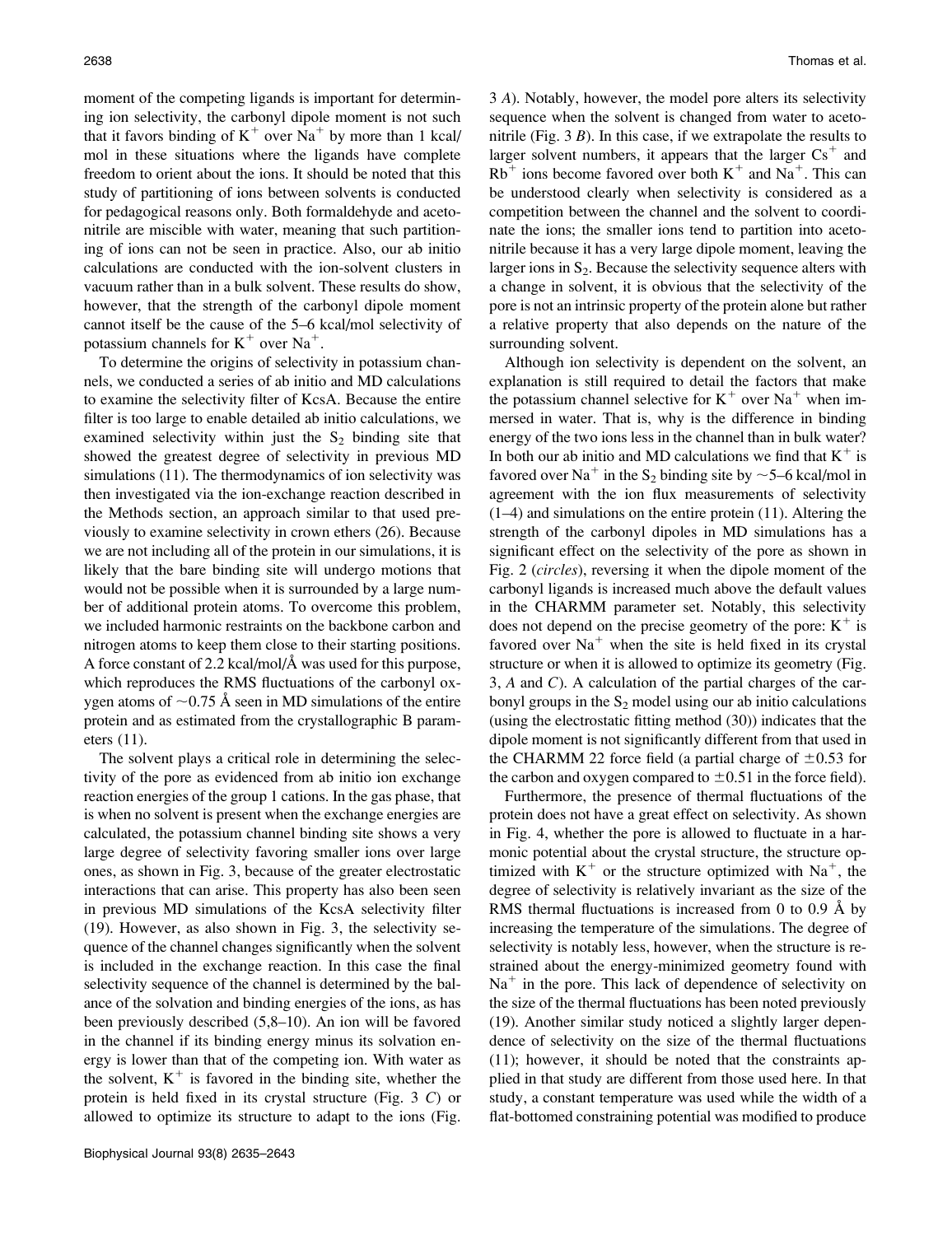moment of the competing ligands is important for determining ion selectivity, the carbonyl dipole moment is not such that it favors binding of $K^+$ over $Na^+$ by more than 1 kcal/mol in these situations where the ligands have complete freedom to orient about the ions. It should be noted that this study of partitioning of ions between solvents is conducted for pedagogical reasons only. Both formaldehyde and acetonitrile are miscible with water, meaning that such partitioning of ions can not be seen in practice. Also, our ab initio calculations are conducted with the ion-solvent clusters in vacuum rather than in a bulk solvent. These results do show, however, that the strength of the carbonyl dipole moment cannot itself be the cause of the 5–6 kcal/mol selectivity of potassium channels for $K^+$ over $Na^+$.

To determine the origins of selectivity in potassium channels, we conducted a series of ab initio and MD calculations to examine the selectivity filter of KcsA. Because the entire filter is too large to enable detailed ab initio calculations, we examined selectivity within just the $S_2$ binding site that showed the greatest degree of selectivity in previous MD simulations (11). The thermodynamics of ion selectivity was then investigated via the ion-exchange reaction described in the Methods section, an approach similar to that used previously to examine selectivity in crown ethers (26). Because we are not including all of the protein in our simulations, it is likely that the bare binding site will undergo motions that would not be possible when it is surrounded by a large number of additional protein atoms. To overcome this problem, we included harmonic restraints on the backbone carbon and nitrogen atoms to keep them close to their starting positions. A force constant of 2.2 kcal/mol/Å was used for this purpose, which reproduces the RMS fluctuations of the carbonyl oxygen atoms of ~0.75 Å seen in MD simulations of the entire protein and as estimated from the crystallographic B parameters (11).

The solvent plays a critical role in determining the selectivity of the pore as evidenced from ab initio ion exchange reaction energies of the group 1 cations. In the gas phase, that is when no solvent is present when the exchange energies are calculated, the potassium channel binding site shows a very large degree of selectivity favoring smaller ions over large ones, as shown in Fig. 3, because of the greater electrostatic interactions that can arise. This property has also been seen in previous MD simulations of the KcsA selectivity filter (19). However, as also shown in Fig. 3, the selectivity sequence of the channel changes significantly when the solvent is included in the exchange reaction. In this case the final selectivity sequence of the channel is determined by the balance of the solvation and binding energies of the ions, as has been previously described (5,8–10). An ion will be favored in the channel if its binding energy minus its solvation energy is lower than that of the competing ion. With water as the solvent, $K^+$ is favored in the binding site, whether the protein is held fixed in its crystal structure (Fig. 3 *C*) or allowed to optimize its structure to adapt to the ions (Fig. 3 *A*). Notably, however, the model pore alters its selectivity sequence when the solvent is changed from water to acetonitrile (Fig. 3 *B*). In this case, if we extrapolate the results to larger solvent numbers, it appears that the larger $Cs^+$ and $Rb^+$ ions become favored over both $K^+$ and $Na^+$. This can be understood clearly when selectivity is considered as a competition between the channel and the solvent to coordinate the ions; the smaller ions tend to partition into acetonitrile because it has a very large dipole moment, leaving the larger ions in $S_2$. Because the selectivity sequence alters with a change in solvent, it is obvious that the selectivity of the pore is not an intrinsic property of the protein alone but rather a relative property that also depends on the nature of the surrounding solvent.

Although ion selectivity is dependent on the solvent, an explanation is still required to detail the factors that make the potassium channel selective for $K^+$ over $Na^+$ when immersed in water. That is, why is the difference in binding energy of the two ions less in the channel than in bulk water? In both our ab initio and MD calculations we find that $K^+$ is favored over $Na^+$ in the $S_2$ binding site by ~5–6 kcal/mol in agreement with the ion flux measurements of selectivity (1–4) and simulations on the entire protein (11). Altering the strength of the carbonyl dipoles in MD simulations has a significant effect on the selectivity of the pore as shown in Fig. 2 (*circles*), reversing it when the dipole moment of the carbonyl ligands is increased much above the default values in the CHARMM parameter set. Notably, this selectivity does not depend on the precise geometry of the pore: $K^+$ is favored over $Na^+$ when the site is held fixed in its crystal structure or when it is allowed to optimize its geometry (Fig. 3, *A* and *C*). A calculation of the partial charges of the carbonyl groups in the $S_2$ model using our ab initio calculations (using the electrostatic fitting method (30)) indicates that the dipole moment is not significantly different from that used in the CHARMM 22 force field (a partial charge of ±0.53 for the carbon and oxygen compared to ±0.51 in the force field).

Furthermore, the presence of thermal fluctuations of the protein does not have a great effect on selectivity. As shown in Fig. 4, whether the pore is allowed to fluctuate in a harmonic potential about the crystal structure, the structure optimized with $K^+$ or the structure optimized with $Na^+$, the degree of selectivity is relatively invariant as the size of the RMS thermal fluctuations is increased from 0 to 0.9 Å by increasing the temperature of the simulations. The degree of selectivity is notably less, however, when the structure is restrained about the energy-minimized geometry found with $Na^+$ in the pore. This lack of dependence of selectivity on the size of the thermal fluctuations has been noted previously (19). Another similar study noticed a slightly larger dependence of selectivity on the size of the thermal fluctuations (11); however, it should be noted that the constraints applied in that study are different from those used here. In that study, a constant temperature was used while the width of a flat-bottomed constraining potential was modified to produce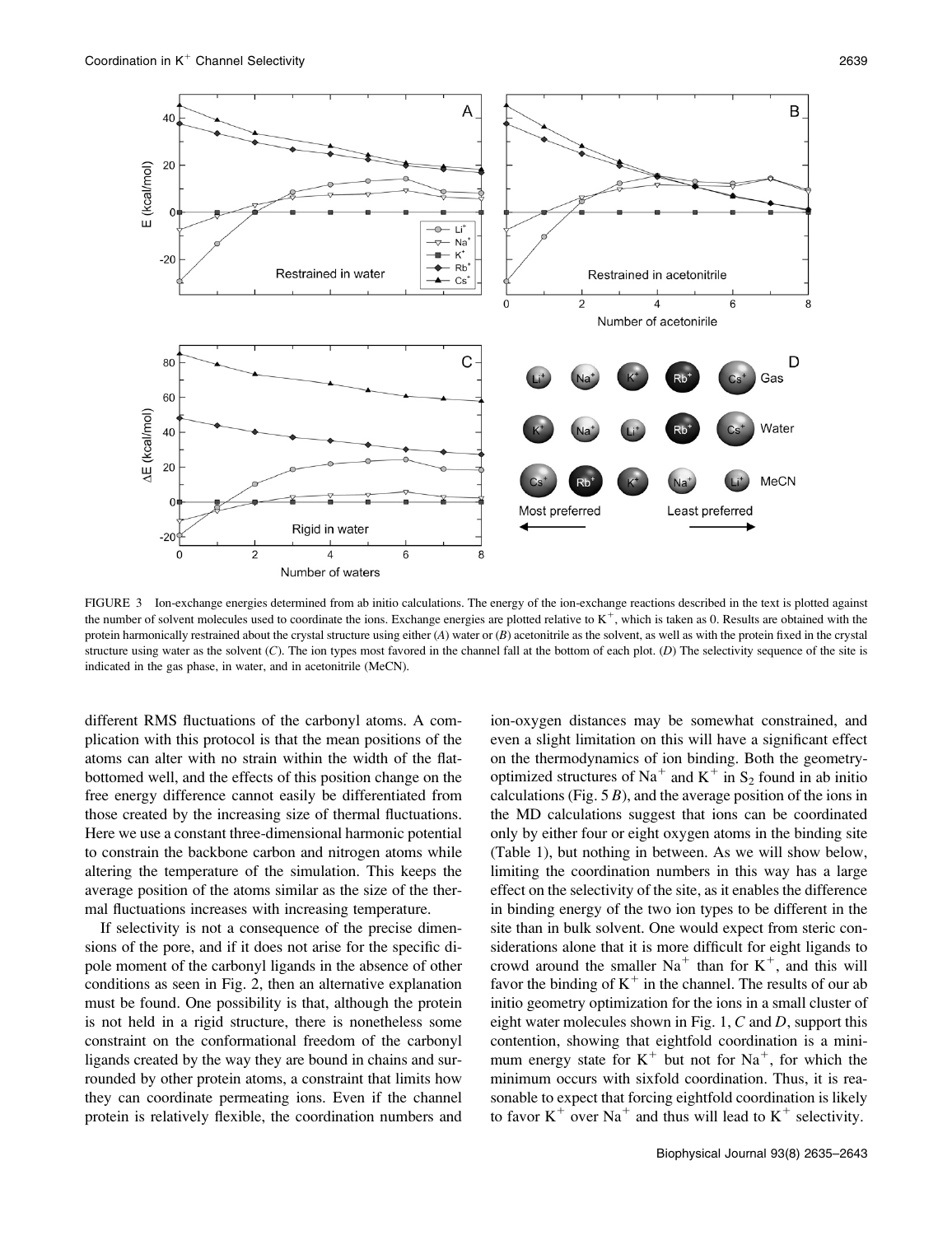A

E (kcal/mol)

40

20

0

-20

Restrained in water

Li$^+$
Na$^+$
K$^+$
Rb$^+$
Cs$^+$

B

Restrained in acetonitrile

0 2 4 6 8

Number of acetonirile

C

ΔE (kcal/mol)

80

60

40

20

0

-20

Rigid in water

0 2 4 6 8

Number of waters

D

Li$^+$ Na$^+$ K$^+$ Rb$^+$ Cs$^+$ Gas

K$^+$ Na$^+$ Li$^+$ Rb$^+$ Cs$^+$ Water

Cs$^+$ Rb$^+$ K$^+$ Na$^+$ Li$^+$ MeCN

Most preferred Least preferred

FIGURE 3 Ion-exchange energies determined from ab initio calculations. The energy of the ion-exchange reactions described in the text is plotted against the number of solvent molecules used to coordinate the ions. Exchange energies are plotted relative to $K^+$, which is taken as 0. Results are obtained with the protein harmonically restrained about the crystal structure using either (*A*) water or (*B*) acetonitrile as the solvent, as well as with the protein fixed in the crystal structure using water as the solvent (*C*). The ion types most favored in the channel fall at the bottom of each plot. (*D*) The selectivity sequence of the site is indicated in the gas phase, in water, and in acetonitrile (MeCN).

different RMS fluctuations of the carbonyl atoms. A complication with this protocol is that the mean positions of the atoms can alter with no strain within the width of the flat-bottomed well, and the effects of this position change on the free energy difference cannot easily be differentiated from those created by the increasing size of thermal fluctuations. Here we use a constant three-dimensional harmonic potential to constrain the backbone carbon and nitrogen atoms while altering the temperature of the simulation. This keeps the average position of the atoms similar as the size of the thermal fluctuations increases with increasing temperature.

If selectivity is not a consequence of the precise dimensions of the pore, and if it does not arise for the specific dipole moment of the carbonyl ligands in the absence of other conditions as seen in Fig. 2, then an alternative explanation must be found. One possibility is that, although the protein is not held in a rigid structure, there is nonetheless some constraint on the conformational freedom of the carbonyl ligands created by the way they are bound in chains and surrounded by other protein atoms, a constraint that limits how they can coordinate permeating ions. Even if the channel protein is relatively flexible, the coordination numbers and ion-oxygen distances may be somewhat constrained, and even a slight limitation on this will have a significant effect on the thermodynamics of ion binding. Both the geometry-optimized structures of $Na^+$ and $K^+$ in $S_2$ found in ab initio calculations (Fig. 5 *B*), and the average position of the ions in the MD calculations suggest that ions can be coordinated only by either four or eight oxygen atoms in the binding site (Table 1), but nothing in between. As we will show below, limiting the coordination numbers in this way has a large effect on the selectivity of the site, as it enables the difference in binding energy of the two ion types to be different in the site than in bulk solvent. One would expect from steric considerations alone that it is more difficult for eight ligands to crowd around the smaller $Na^+$ than for $K^+$, and this will favor the binding of $K^+$ in the channel. The results of our ab initio geometry optimization for the ions in a small cluster of eight water molecules shown in Fig. 1, *C* and *D*, support this contention, showing that eightfold coordination is a minimum energy state for $K^+$ but not for $Na^+$, for which the minimum occurs with sixfold coordination. Thus, it is reasonable to expect that forcing eightfold coordination is likely to favor $K^+$ over $Na^+$ and thus will lead to $K^+$ selectivity.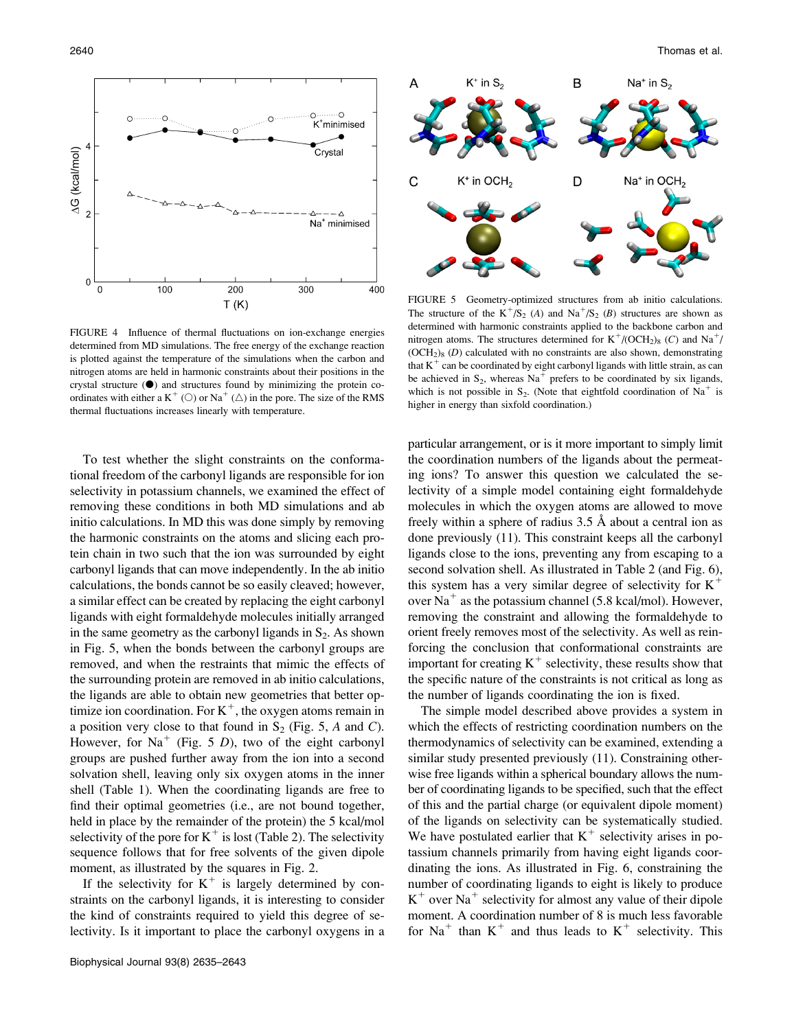FIGURE 4 Influence of thermal fluctuations on ion-exchange energies determined from MD simulations. The free energy of the exchange reaction is plotted against the temperature of the simulations when the carbon and nitrogen atoms are held in harmonic constraints about their positions in the crystal structure (●) and structures found by minimizing the protein coordinates with either a $K^+$ (○) or $Na^+$ (△) in the pore. The size of the RMS thermal fluctuations increases linearly with temperature.

FIGURE 5 Geometry-optimized structures from ab initio calculations. The structure of the $K^+/S_2$ (*A*) and $Na^+/S_2$ (*B*) structures are shown as determined with harmonic constraints applied to the backbone carbon and nitrogen atoms. The structures determined for $K^+/(OCH_2)_8$ (*C*) and $Na^+/(OCH_2)_8$ (*D*) calculated with no constraints are also shown, demonstrating that $K^+$ can be coordinated by eight carbonyl ligands with little strain, as can be achieved in $S_2$, whereas $Na^+$ prefers to be coordinated by six ligands, which is not possible in $S_2$. (Note that eightfold coordination of $Na^+$ is higher in energy than sixfold coordination.)

To test whether the slight constraints on the conformational freedom of the carbonyl ligands are responsible for ion selectivity in potassium channels, we examined the effect of removing these conditions in both MD simulations and ab initio calculations. In MD this was done simply by removing the harmonic constraints on the atoms and slicing each protein chain in two such that the ion was surrounded by eight carbonyl ligands that can move independently. In the ab initio calculations, the bonds cannot be so easily cleaved; however, a similar effect can be created by replacing the eight carbonyl ligands with eight formaldehyde molecules initially arranged in the same geometry as the carbonyl ligands in $S_2$. As shown in Fig. 5, when the bonds between the carbonyl groups are removed, and when the restraints that mimic the effects of the surrounding protein are removed in ab initio calculations, the ligands are able to obtain new geometries that better optimize ion coordination. For $K^+$, the oxygen atoms remain in a position very close to that found in $S_2$ (Fig. 5, *A* and *C*). However, for $Na^+$ (Fig. 5 *D*), two of the eight carbonyl groups are pushed further away from the ion into a second solvation shell, leaving only six oxygen atoms in the inner shell (Table 1). When the coordinating ligands are free to find their optimal geometries (i.e., are not bound together, held in place by the remainder of the protein) the 5 kcal/mol selectivity of the pore for $K^+$ is lost (Table 2). The selectivity sequence follows that for free solvents of the given dipole moment, as illustrated by the squares in Fig. 2.

If the selectivity for $K^+$ is largely determined by constraints on the carbonyl ligands, it is interesting to consider the kind of constraints required to yield this degree of selectivity. Is it important to place the carbonyl oxygens in a particular arrangement, or is it more important to simply limit the coordination numbers of the ligands about the permeating ions? To answer this question we calculated the selectivity of a simple model containing eight formaldehyde molecules in which the oxygen atoms are allowed to move freely within a sphere of radius 3.5 Å about a central ion as done previously (11). This constraint keeps all the carbonyl ligands close to the ions, preventing any from escaping to a second solvation shell. As illustrated in Table 2 (and Fig. 6), this system has a very similar degree of selectivity for $K^+$ over $Na^+$ as the potassium channel (5.8 kcal/mol). However, removing the constraint and allowing the formaldehyde to orient freely removes most of the selectivity. As well as reinforcing the conclusion that conformational constraints are important for creating $K^+$ selectivity, these results show that the specific nature of the constraints is not critical as long as the number of ligands coordinating the ion is fixed.

The simple model described above provides a system in which the effects of restricting coordination numbers on the thermodynamics of selectivity can be examined, extending a similar study presented previously (11). Constraining otherwise free ligands within a spherical boundary allows the number of coordinating ligands to be specified, such that the effect of this and the partial charge (or equivalent dipole moment) of the ligands on selectivity can be systematically studied. We have postulated earlier that $K^+$ selectivity arises in potassium channels primarily from having eight ligands coordinating the ions. As illustrated in Fig. 6, constraining the number of coordinating ligands to eight is likely to produce $K^+$ over $Na^+$ selectivity for almost any value of their dipole moment. A coordination number of 8 is much less favorable for $Na^+$ than $K^+$ and thus leads to $K^+$ selectivity. This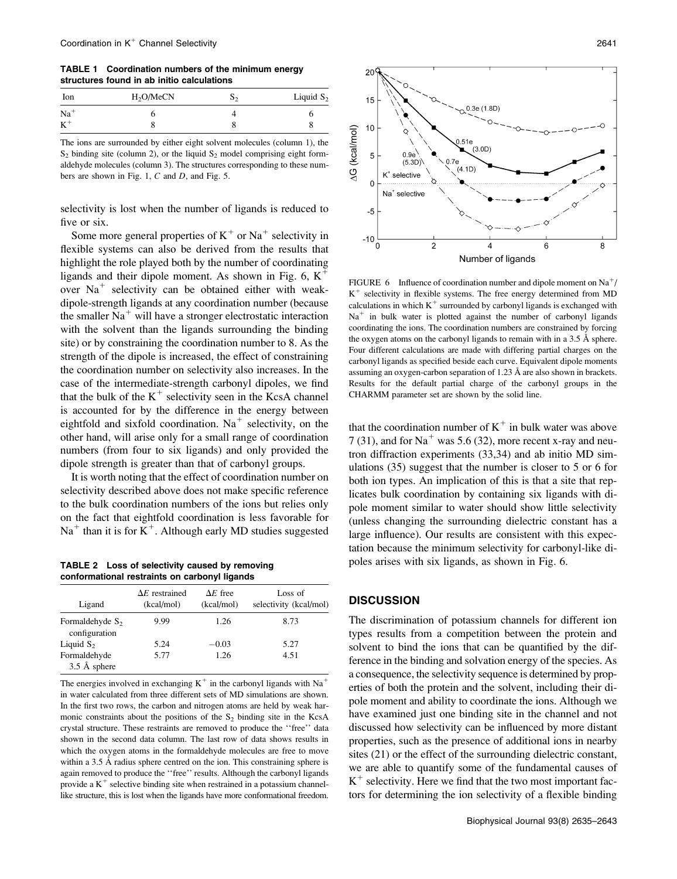**TABLE 1 Coordination numbers of the minimum energy structures found in ab initio calculations**

| Ion | $H_2O$/MeCN | $S_2$ | Liquid $S_2$ |
|---|---|---|---|
| $Na^+$ | 6 | 4 | 6 |
| $K^+$ | 8 | 8 | 8 |

The ions are surrounded by either eight solvent molecules (column 1), the $S_2$ binding site (column 2), or the liquid $S_2$ model comprising eight formaldehyde molecules (column 3). The structures corresponding to these numbers are shown in Fig. 1, *C* and *D*, and Fig. 5.

selectivity is lost when the number of ligands is reduced to five or six.

Some more general properties of $K^+$ or $Na^+$ selectivity in flexible systems can also be derived from the results that highlight the role played both by the number of coordinating ligands and their dipole moment. As shown in Fig. 6, $K^+$ over $Na^+$ selectivity can be obtained either with weak-dipole-strength ligands at any coordination number (because the smaller $Na^+$ will have a stronger electrostatic interaction with the solvent than the ligands surrounding the binding site) or by constraining the coordination number to 8. As the strength of the dipole is increased, the effect of constraining the coordination number on selectivity also increases. In the case of the intermediate-strength carbonyl dipoles, we find that the bulk of the $K^+$ selectivity seen in the KcsA channel is accounted for by the difference in the energy between eightfold and sixfold coordination. $Na^+$ selectivity, on the other hand, will arise only for a small range of coordination numbers (from four to six ligands) and only provided the dipole strength is greater than that of carbonyl groups.

It is worth noting that the effect of coordination number on selectivity described above does not make specific reference to the bulk coordination numbers of the ions but relies only on the fact that eightfold coordination is less favorable for $Na^+$ than it is for $K^+$. Although early MD studies suggested that the coordination number of $K^+$ in bulk water was above 7 (31), and for $Na^+$ was 5.6 (32), more recent x-ray and neutron diffraction experiments (33,34) and ab initio MD simulations (35) suggest that the number is closer to 5 or 6 for both ion types. An implication of this is that a site that replicates bulk coordination by containing six ligands with dipole moment similar to water should show little selectivity (unless changing the surrounding dielectric constant has a large influence). Our results are consistent with this expectation because the minimum selectivity for carbonyl-like dipoles arises with six ligands, as shown in Fig. 6.

**TABLE 2 Loss of selectivity caused by removing conformational restraints on carbonyl ligands**

| Ligand | $\Delta E$ restrained (kcal/mol) | $\Delta E$ free (kcal/mol) | Loss of selectivity (kcal/mol) |
|---|---|---|---|
| Formaldehyde $S_2$ configuration | 9.99 | 1.26 | 8.73 |
| Liquid $S_2$ | 5.24 | −0.03 | 5.27 |
| Formaldehyde 3.5 Å sphere | 5.77 | 1.26 | 4.51 |

The energies involved in exchanging $K^+$ in the carbonyl ligands with $Na^+$ in water calculated from three different sets of MD simulations are shown. In the first two rows, the carbon and nitrogen atoms are held by weak harmonic constraints about the positions of the $S_2$ binding site in the KcsA crystal structure. These restraints are removed to produce the "free" data shown in the second data column. The last row of data shows results in which the oxygen atoms in the formaldehyde molecules are free to move within a 3.5 Å radius sphere centred on the ion. This constraining sphere is again removed to produce the "free" results. Although the carbonyl ligands provide a $K^+$ selective binding site when restrained in a potassium channel-like structure, this is lost when the ligands have more conformational freedom.

FIGURE 6 Influence of coordination number and dipole moment on $Na^+/K^+$ selectivity in flexible systems. The free energy determined from MD calculations in which $K^+$ surrounded by carbonyl ligands is exchanged with $Na^+$ in bulk water is plotted against the number of carbonyl ligands coordinating the ions. The coordination numbers are constrained by forcing the oxygen atoms on the carbonyl ligands to remain with in a 3.5 Å sphere. Four different calculations are made with differing partial charges on the carbonyl ligands as specified beside each curve. Equivalent dipole moments assuming an oxygen-carbon separation of 1.23 Å are also shown in brackets. Results for the default partial charge of the carbonyl groups in the CHARMM parameter set are shown by the solid line.

## DISCUSSION

The discrimination of potassium channels for different ion types results from a competition between the protein and solvent to bind the ions that can be quantified by the difference in the binding and solvation energy of the species. As a consequence, the selectivity sequence is determined by properties of both the protein and the solvent, including their dipole moment and ability to coordinate the ions. Although we have examined just one binding site in the channel and not discussed how selectivity can be influenced by more distant properties, such as the presence of additional ions in nearby sites (21) or the effect of the surrounding dielectric constant, we are able to quantify some of the fundamental causes of $K^+$ selectivity. Here we find that the two most important factors for determining the ion selectivity of a flexible binding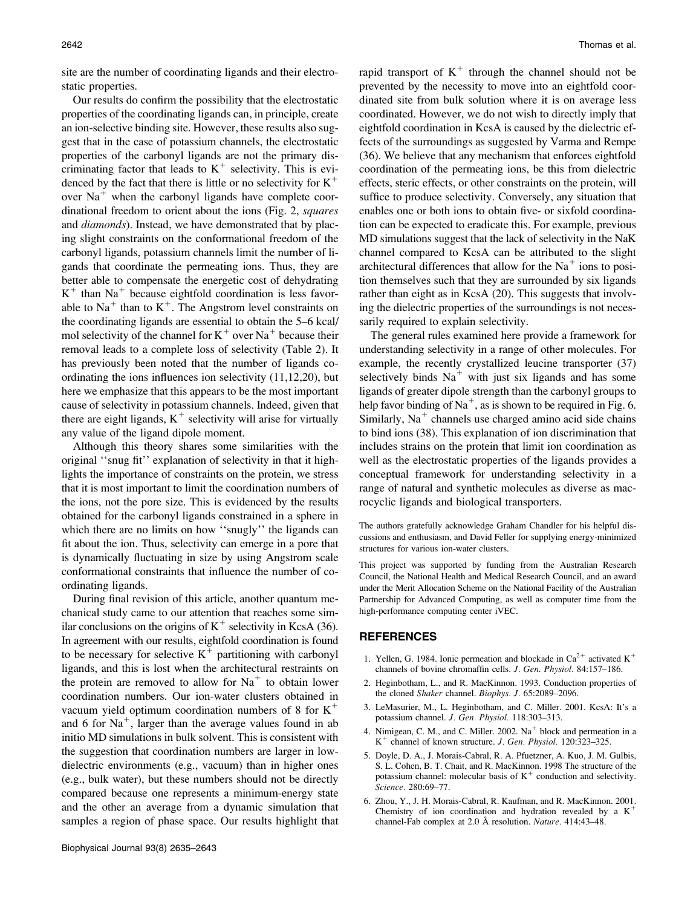site are the number of coordinating ligands and their electrostatic properties.

Our results do confirm the possibility that the electrostatic properties of the coordinating ligands can, in principle, create an ion-selective binding site. However, these results also suggest that in the case of potassium channels, the electrostatic properties of the carbonyl ligands are not the primary discriminating factor that leads to $K^+$ selectivity. This is evidenced by the fact that there is little or no selectivity for $K^+$ over $Na^+$ when the carbonyl ligands have complete coordinational freedom to orient about the ions (Fig. 2, *squares* and *diamonds*). Instead, we have demonstrated that by placing slight constraints on the conformational freedom of the carbonyl ligands, potassium channels limit the number of ligands that coordinate the permeating ions. Thus, they are better able to compensate the energetic cost of dehydrating $K^+$ than $Na^+$ because eightfold coordination is less favorable to $Na^+$ than to $K^+$. The Angstrom level constraints on the coordinating ligands are essential to obtain the 5–6 kcal/mol selectivity of the channel for $K^+$ over $Na^+$ because their removal leads to a complete loss of selectivity (Table 2). It has previously been noted that the number of ligands coordinating the ions influences ion selectivity (11,12,20), but here we emphasize that this appears to be the most important cause of selectivity in potassium channels. Indeed, given that there are eight ligands, $K^+$ selectivity will arise for virtually any value of the ligand dipole moment.

Although this theory shares some similarities with the original ''snug fit'' explanation of selectivity in that it highlights the importance of constraints on the protein, we stress that it is most important to limit the coordination numbers of the ions, not the pore size. This is evidenced by the results obtained for the carbonyl ligands constrained in a sphere in which there are no limits on how ''snugly'' the ligands can fit about the ion. Thus, selectivity can emerge in a pore that is dynamically fluctuating in size by using Angstrom scale conformational constraints that influence the number of coordinating ligands.

During final revision of this article, another quantum mechanical study came to our attention that reaches some similar conclusions on the origins of $K^+$ selectivity in KcsA (36). In agreement with our results, eightfold coordination is found to be necessary for selective $K^+$ partitioning with carbonyl ligands, and this is lost when the architectural restraints on the protein are removed to allow for $Na^+$ to obtain lower coordination numbers. Our ion-water clusters obtained in vacuum yield optimum coordination numbers of 8 for $K^+$ and 6 for $Na^+$, larger than the average values found in ab initio MD simulations in bulk solvent. This is consistent with the suggestion that coordination numbers are larger in low-dielectric environments (e.g., vacuum) than in higher ones (e.g., bulk water), but these numbers should not be directly compared because one represents a minimum-energy state and the other an average from a dynamic simulation that samples a region of phase space. Our results highlight that rapid transport of $K^+$ through the channel should not be prevented by the necessity to move into an eightfold coordinated site from bulk solution where it is on average less coordinated. However, we do not wish to directly imply that eightfold coordination in KcsA is caused by the dielectric effects of the surroundings as suggested by Varma and Rempe (36). We believe that any mechanism that enforces eightfold coordination of the permeating ions, be this from dielectric effects, steric effects, or other constraints on the protein, will suffice to produce selectivity. Conversely, any situation that enables one or both ions to obtain five- or sixfold coordination can be expected to eradicate this. For example, previous MD simulations suggest that the lack of selectivity in the NaK channel compared to KcsA can be attributed to the slight architectural differences that allow for the $Na^+$ ions to position themselves such that they are surrounded by six ligands rather than eight as in KcsA (20). This suggests that involving the dielectric properties of the surroundings is not necessarily required to explain selectivity.

The general rules examined here provide a framework for understanding selectivity in a range of other molecules. For example, the recently crystallized leucine transporter (37) selectively binds $Na^+$ with just six ligands and has some ligands of greater dipole strength than the carbonyl groups to help favor binding of $Na^+$, as is shown to be required in Fig. 6. Similarly, $Na^+$ channels use charged amino acid side chains to bind ions (38). This explanation of ion discrimination that includes strains on the protein that limit ion coordination as well as the electrostatic properties of the ligands provides a conceptual framework for understanding selectivity in a range of natural and synthetic molecules as diverse as macrocyclic ligands and biological transporters.

The authors gratefully acknowledge Graham Chandler for his helpful discussions and enthusiasm, and David Feller for supplying energy-minimized structures for various ion-water clusters.

This project was supported by funding from the Australian Research Council, the National Health and Medical Research Council, and an award under the Merit Allocation Scheme on the National Facility of the Australian Partnership for Advanced Computing, as well as computer time from the high-performance computing center iVEC.

## REFERENCES

1. Yellen, G. 1984. Ionic permeation and blockade in $Ca^{2+}$ activated $K^+$ channels of bovine chromaffin cells. *J. Gen. Physiol.* 84:157–186.
2. Heginbotham, L., and R. MacKinnon. 1993. Conduction properties of the cloned *Shaker* channel. *Biophys. J.* 65:2089–2096.
3. LeMasurier, M., L. Heginbotham, and C. Miller. 2001. KcsA: It's a potassium channel. *J. Gen. Physiol.* 118:303–313.
4. Nimigean, C. M., and C. Miller. 2002. $Na^+$ block and permeation in a $K^+$ channel of known structure. *J. Gen. Physiol.* 120:323–325.
5. Doyle, D. A., J. Morais-Cabral, R. A. Pfuetzner, A. Kuo, J. M. Gulbis, S. L. Cohen, B. T. Chait, and R. MacKinnon. 1998 The structure of the potassium channel: molecular basis of $K^+$ conduction and selectivity. *Science.* 280:69–77.
6. Zhou, Y., J. H. Morais-Cabral, R. Kaufman, and R. MacKinnon. 2001. Chemistry of ion coordination and hydration revealed by a $K^+$ channel-Fab complex at 2.0 Å resolution. *Nature.* 414:43–48.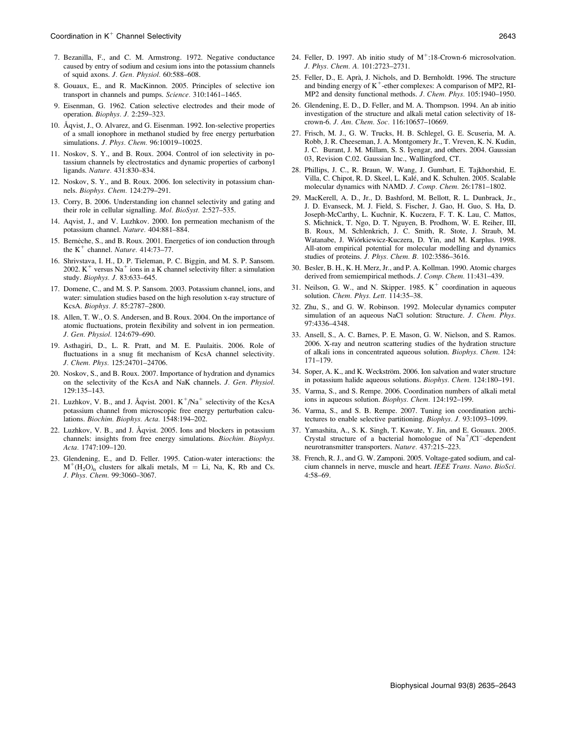7. Bezanilla, F., and C. M. Armstrong. 1972. Negative conductance caused by entry of sodium and cesium ions into the potassium channels of squid axons. *J. Gen. Physiol.* 60:588–608.

8. Gouaux, E., and R. MacKinnon. 2005. Principles of selective ion transport in channels and pumps. *Science*. 310:1461–1465.

9. Eisenman, G. 1962. Cation selective electrodes and their mode of operation. *Biophys. J.* 2:259–323.

10. Åqvist, J., O. Alvarez, and G. Eisenman. 1992. Ion-selective properties of a small ionophore in methanol studied by free energy perturbation simulations. *J. Phys. Chem.* 96:10019–10025.

11. Noskov, S. Y., and B. Roux. 2004. Control of ion selectivity in potassium channels by electrostatics and dynamic properties of carbonyl ligands. *Nature*. 431:830–834.

12. Noskov, S. Y., and B. Roux. 2006. Ion selectivity in potassium channels. *Biophys. Chem.* 124:279–291.

13. Corry, B. 2006. Understanding ion channel selectivity and gating and their role in cellular signalling. *Mol. BioSyst.* 2:527–535.

14. Aqvist, J., and V. Luzhkov. 2000. Ion permeation mechanism of the potassium channel. *Nature*. 404:881–884.

15. Bernèche, S., and B. Roux. 2001. Energetics of ion conduction through the $K^+$ channel. *Nature*. 414:73–77.

16. Shrivstava, I. H., D. P. Tieleman, P. C. Biggin, and M. S. P. Sansom. 2002. $K^+$ versus $Na^+$ ions in a K channel selectivity filter: a simulation study. *Biophys. J.* 83:633–645.

17. Domene, C., and M. S. P. Sansom. 2003. Potassium channel, ions, and water: simulation studies based on the high resolution x-ray structure of KcsA. *Biophys. J.* 85:2787–2800.

18. Allen, T. W., O. S. Andersen, and B. Roux. 2004. On the importance of atomic fluctuations, protein flexibility and solvent in ion permeation. *J. Gen. Physiol.* 124:679–690.

19. Asthagiri, D., L. R. Pratt, and M. E. Paulaitis. 2006. Role of fluctuations in a snug fit mechanism of KcsA channel selectivity. *J. Chem. Phys.* 125:24701–24706.

20. Noskov, S., and B. Roux. 2007. Importance of hydration and dynamics on the selectivity of the KcsA and NaK channels. *J. Gen. Physiol.* 129:135–143.

21. Luzhkov, V. B., and J. Åqvist. 2001. $K^+/Na^+$ selectivity of the KcsA potassium channel from microscopic free energy perturbation calculations. *Biochim. Biophys. Acta.* 1548:194–202.

22. Luzhkov, V. B., and J. Åqvist. 2005. Ions and blockers in potassium channels: insights from free energy simulations. *Biochim. Biophys. Acta.* 1747:109–120.

23. Glendening, E., and D. Feller. 1995. Cation-water interactions: the $M^+(H_2O)_n$ clusters for alkali metals, M = Li, Na, K, Rb and Cs. *J. Phys. Chem.* 99:3060–3067.

24. Feller, D. 1997. Ab initio study of $M^+$:18-Crown-6 microsolvation. *J. Phys. Chem. A.* 101:2723–2731.

25. Feller, D., E. Aprà, J. Nichols, and D. Bernholdt. 1996. The structure and binding energy of $K^+$-ether complexes: A comparison of MP2, RI-MP2 and density functional methods. *J. Chem. Phys.* 105:1940–1950.

26. Glendening, E. D., D. Feller, and M. A. Thompson. 1994. An ab initio investigation of the structure and alkali metal cation selectivity of 18-crown-6. *J. Am. Chem. Soc.* 116:10657–10669.

27. Frisch, M. J., G. W. Trucks, H. B. Schlegel, G. E. Scuseria, M. A. Robb, J. R. Cheeseman, J. A. Montgomery Jr., T. Vreven, K. N. Kudin, J. C. Burant, J. M. Millam, S. S. Iyengar, and others. 2004. Gaussian 03, Revision C.02. Gaussian Inc., Wallingford, CT.

28. Phillips, J. C., R. Braun, W. Wang, J. Gumbart, E. Tajkhorshid, E. Villa, C. Chipot, R. D. Skeel, L. Kalé, and K. Schulten. 2005. Scalable molecular dynamics with NAMD. *J. Comp. Chem.* 26:1781–1802.

29. MacKerell, A. D., Jr., D. Bashford, M. Bellott, R. L. Dunbrack, Jr., J. D. Evanseck, M. J. Field, S. Fischer, J. Gao, H. Guo, S. Ha, D. Joseph-McCarthy, L. Kuchnir, K. Kuczera, F. T. K. Lau, C. Mattos, S. Michnick, T. Ngo, D. T. Nguyen, B. Prodhom, W. E. Reiher, III, B. Roux, M. Schlenkrich, J. C. Smith, R. Stote, J. Straub, M. Watanabe, J. Wiórkiewicz-Kuczera, D. Yin, and M. Karplus. 1998. All-atom empirical potential for molecular modelling and dynamics studies of proteins. *J. Phys. Chem. B.* 102:3586–3616.

30. Besler, B. H., K. H. Merz, Jr., and P. A. Kollman. 1990. Atomic charges derived from semiempirical methods. *J. Comp. Chem.* 11:431–439.

31. Neilson, G. W., and N. Skipper. 1985. $K^+$ coordination in aqueous solution. *Chem. Phys. Lett.* 114:35–38.

32. Zhu, S., and G. W. Robinson. 1992. Molecular dynamics computer simulation of an aqueous NaCl solution: Structure. *J. Chem. Phys.* 97:4336–4348.

33. Ansell, S., A. C. Barnes, P. E. Mason, G. W. Nielson, and S. Ramos. 2006. X-ray and neutron scattering studies of the hydration structure of alkali ions in concentrated aqueous solution. *Biophys. Chem.* 124: 171–179.

34. Soper, A. K., and K. Weckström. 2006. Ion salvation and water structure in potassium halide aqueous solutions. *Biophys. Chem.* 124:180–191.

35. Varma, S., and S. Rempe. 2006. Coordination numbers of alkali metal ions in aqueous solution. *Biophys. Chem.* 124:192–199.

36. Varma, S., and S. B. Rempe. 2007. Tuning ion coordination architectures to enable selective partitioning. *Biophys. J.* 93:1093–1099.

37. Yamashita, A., S. K. Singh, T. Kawate, Y. Jin, and E. Gouaux. 2005. Crystal structure of a bacterial homologue of $Na^+/Cl^-$-dependent neurotransmitter transporters. *Nature*. 437:215–223.

38. French, R. J., and G. W. Zamponi. 2005. Voltage-gated sodium, and calcium channels in nerve, muscle and heart. *IEEE Trans. Nano. BioSci.* 4:58–69.